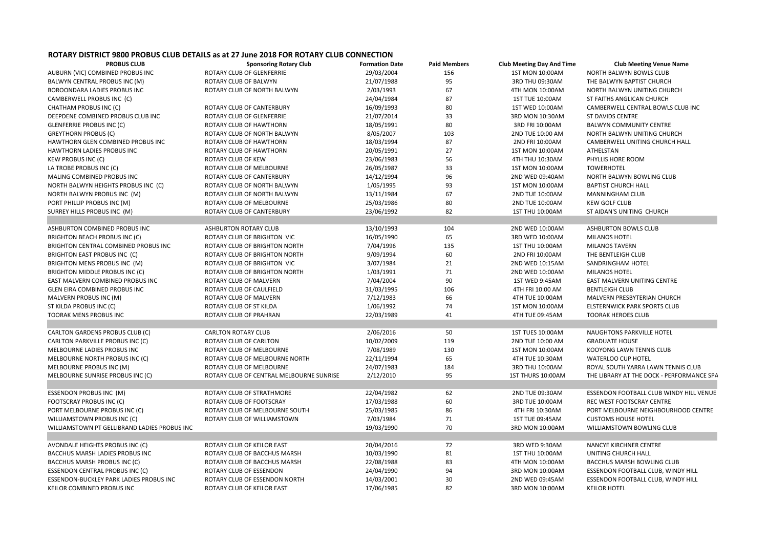## ROTARY DISTRICT 9800 PROBUS CLUB DETAILS as at 27 June 2018 FOR ROTARY CLUB CONNECTION

| PROBUS CLUB | Sponsoring Rotary Club | Formation Date | Paid Members | Club Meeting Day And Time | Club Meeting Venue Name |
|---|---|---|---|---|---|
| AUBURN (VIC) COMBINED PROBUS INC | ROTARY CLUB OF GLENFERRIE | 29/03/2004 | 156 | 1ST MON 10:00AM | NORTH BALWYN BOWLS CLUB |
| BALWYN CENTRAL PROBUS INC (M) | ROTARY CLUB OF BALWYN | 21/07/1988 | 95 | 3RD THU 09:30AM | THE BALWYN BAPTIST CHURCH |
| BOROONDARA LADIES PROBUS INC | ROTARY CLUB OF NORTH BALWYN | 2/03/1993 | 67 | 4TH MON 10:00AM | NORTH BALWYN UNITING CHURCH |
| CAMBERWELL PROBUS INC (C) | | 24/04/1984 | 87 | 1ST TUE 10:00AM | ST FAITHS ANGLICAN CHURCH |
| CHATHAM PROBUS INC (C) | ROTARY CLUB OF CANTERBURY | 16/09/1993 | 80 | 1ST WED 10:00AM | CAMBERWELL CENTRAL BOWLS CLUB INC |
| DEEPDENE COMBINED PROBUS CLUB INC | ROTARY CLUB OF GLENFERRIE | 21/07/2014 | 33 | 3RD MON 10:30AM | ST DAVIDS CENTRE |
| GLENFERRIE PROBUS INC (C) | ROTARY CLUB OF HAWTHORN | 18/05/1991 | 80 | 3RD FRI 10:00AM | BALWYN COMMUNITY CENTRE |
| GREYTHORN PROBUS (C) | ROTARY CLUB OF NORTH BALWYN | 8/05/2007 | 103 | 2ND TUE 10:00 AM | NORTH BALWYN UNITING CHURCH |
| HAWTHORN GLEN COMBINED PROBUS INC | ROTARY CLUB OF HAWTHORN | 18/03/1994 | 87 | 2ND FRI 10:00AM | CAMBERWELL UNITING CHURCH HALL |
| HAWTHORN LADIES PROBUS INC | ROTARY CLUB OF HAWTHORN | 20/05/1991 | 27 | 1ST MON 10:00AM | ATHELSTAN |
| KEW PROBUS INC (C) | ROTARY CLUB OF KEW | 23/06/1983 | 56 | 4TH THU 10:30AM | PHYLLIS HORE ROOM |
| LA TROBE PROBUS INC (C) | ROTARY CLUB OF MELBOURNE | 26/05/1987 | 33 | 1ST MON 10:00AM | TOWERHOTEL |
| MALING COMBINED PROBUS INC | ROTARY CLUB OF CANTERBURY | 14/12/1994 | 96 | 2ND WED 09:40AM | NORTH BALWYN BOWLING CLUB |
| NORTH BALWYN HEIGHTS PROBUS INC (C) | ROTARY CLUB OF NORTH BALWYN | 1/05/1995 | 93 | 1ST MON 10:00AM | BAPTIST CHURCH HALL |
| NORTH BALWYN PROBUS INC (M) | ROTARY CLUB OF NORTH BALWYN | 13/11/1984 | 67 | 2ND TUE 10:00AM | MANNINGHAM CLUB |
| PORT PHILLIP PROBUS INC (M) | ROTARY CLUB OF MELBOURNE | 25/03/1986 | 80 | 2ND TUE 10:00AM | KEW GOLF CLUB |
| SURREY HILLS PROBUS INC (M) | ROTARY CLUB OF CANTERBURY | 23/06/1992 | 82 | 1ST THU 10:00AM | ST AIDAN'S UNITING CHURCH |
| | | | | | |
| ASHBURTON COMBINED PROBUS INC | ASHBURTON ROTARY CLUB | 13/10/1993 | 104 | 2ND WED 10:00AM | ASHBURTON BOWLS CLUB |
| BRIGHTON BEACH PROBUS INC (C) | ROTARY CLUB OF BRIGHTON VIC | 16/05/1990 | 65 | 3RD WED 10:00AM | MILANOS HOTEL |
| BRIGHTON CENTRAL COMBINED PROBUS INC | ROTARY CLUB OF BRIGHTON NORTH | 7/04/1996 | 135 | 1ST THU 10:00AM | MILANOS TAVERN |
| BRIGHTON EAST PROBUS INC (C) | ROTARY CLUB OF BRIGHTON NORTH | 9/09/1994 | 60 | 2ND FRI 10:00AM | THE BENTLEIGH CLUB |
| BRIGHTON MENS PROBUS INC (M) | ROTARY CLUB OF BRIGHTON VIC | 3/07/1984 | 21 | 2ND WED 10:15AM | SANDRINGHAM HOTEL |
| BRIGHTON MIDDLE PROBUS INC (C) | ROTARY CLUB OF BRIGHTON NORTH | 1/03/1991 | 71 | 2ND WED 10:00AM | MILANOS HOTEL |
| EAST MALVERN COMBINED PROBUS INC | ROTARY CLUB OF MALVERN | 7/04/2004 | 90 | 1ST WED 9:45AM | EAST MALVERN UNITING CENTRE |
| GLEN EIRA COMBINED PROBUS INC | ROTARY CLUB OF CAULFIELD | 31/03/1995 | 106 | 4TH FRI 10:00 AM | BENTLEIGH CLUB |
| MALVERN PROBUS INC (M) | ROTARY CLUB OF MALVERN | 7/12/1983 | 66 | 4TH TUE 10:00AM | MALVERN PRESBYTERIAN CHURCH |
| ST KILDA PROBUS INC (C) | ROTARY CLUB OF ST KILDA | 1/06/1992 | 74 | 1ST MON 10:00AM | ELSTERNWICK PARK SPORTS CLUB |
| TOORAK MENS PROBUS INC | ROTARY CLUB OF PRAHRAN | 22/03/1989 | 41 | 4TH TUE 09:45AM | TOORAK HEROES CLUB |
| | | | | | |
| CARLTON GARDENS PROBUS CLUB (C) | CARLTON ROTARY CLUB | 2/06/2016 | 50 | 1ST TUES 10:00AM | NAUGHTONS PARKVILLE HOTEL |
| CARLTON PARKVILLE PROBUS INC (C) | ROTARY CLUB OF CARLTON | 10/02/2009 | 119 | 2ND TUE 10:00 AM | GRADUATE HOUSE |
| MELBOURNE LADIES PROBUS INC | ROTARY CLUB OF MELBOURNE | 7/08/1989 | 130 | 1ST MON 10:00AM | KOOYONG LAWN TENNIS CLUB |
| MELBOURNE NORTH PROBUS INC (C) | ROTARY CLUB OF MELBOURNE NORTH | 22/11/1994 | 65 | 4TH TUE 10:30AM | WATERLOO CUP HOTEL |
| MELBOURNE PROBUS INC (M) | ROTARY CLUB OF MELBOURNE | 24/07/1983 | 184 | 3RD THU 10:00AM | ROYAL SOUTH YARRA LAWN TENNIS CLUB |
| MELBOURNE SUNRISE PROBUS INC (C) | ROTARY CLUB OF CENTRAL MELBOURNE SUNRISE | 2/12/2010 | 95 | 1ST THURS 10:00AM | THE LIBRARY AT THE DOCK - PERFORMANCE SPA |
| | | | | | |
| ESSENDON PROBUS INC (M) | ROTARY CLUB OF STRATHMORE | 22/04/1982 | 62 | 2ND TUE 09:30AM | ESSENDON FOOTBALL CLUB WINDY HILL VENUE |
| FOOTSCRAY PROBUS INC (C) | ROTARY CLUB OF FOOTSCRAY | 17/03/1988 | 60 | 3RD TUE 10:00AM | REC WEST FOOTSCRAY CENTRE |
| PORT MELBOURNE PROBUS INC (C) | ROTARY CLUB OF MELBOURNE SOUTH | 25/03/1985 | 86 | 4TH FRI 10:30AM | PORT MELBOURNE NEIGHBOURHOOD CENTRE |
| WILLIAMSTOWN PROBUS INC (C) | ROTARY CLUB OF WILLIAMSTOWN | 7/03/1984 | 71 | 1ST TUE 09:45AM | CUSTOMS HOUSE HOTEL |
| WILLIAMSTOWN PT GELLIBRAND LADIES PROBUS INC | | 19/03/1990 | 70 | 3RD MON 10:00AM | WILLIAMSTOWN BOWLING CLUB |
| | | | | | |
| AVONDALE HEIGHTS PROBUS INC (C) | ROTARY CLUB OF KEILOR EAST | 20/04/2016 | 72 | 3RD WED 9:30AM | NANCYE KIRCHNER CENTRE |
| BACCHUS MARSH LADIES PROBUS INC | ROTARY CLUB OF BACCHUS MARSH | 10/03/1990 | 81 | 1ST THU 10:00AM | UNITING CHURCH HALL |
| BACCHUS MARSH PROBUS INC (C) | ROTARY CLUB OF BACCHUS MARSH | 22/08/1988 | 83 | 4TH MON 10:00AM | BACCHUS MARSH BOWLING CLUB |
| ESSENDON CENTRAL PROBUS INC (C) | ROTARY CLUB OF ESSENDON | 24/04/1990 | 94 | 3RD MON 10:00AM | ESSENDON FOOTBALL CLUB, WINDY HILL |
| ESSENDON-BUCKLEY PARK LADIES PROBUS INC | ROTARY CLUB OF ESSENDON NORTH | 14/03/2001 | 30 | 2ND WED 09:45AM | ESSENDON FOOTBALL CLUB, WINDY HILL |
| KEILOR COMBINED PROBUS INC | ROTARY CLUB OF KEILOR EAST | 17/06/1985 | 82 | 3RD MON 10:00AM | KEILOR HOTEL |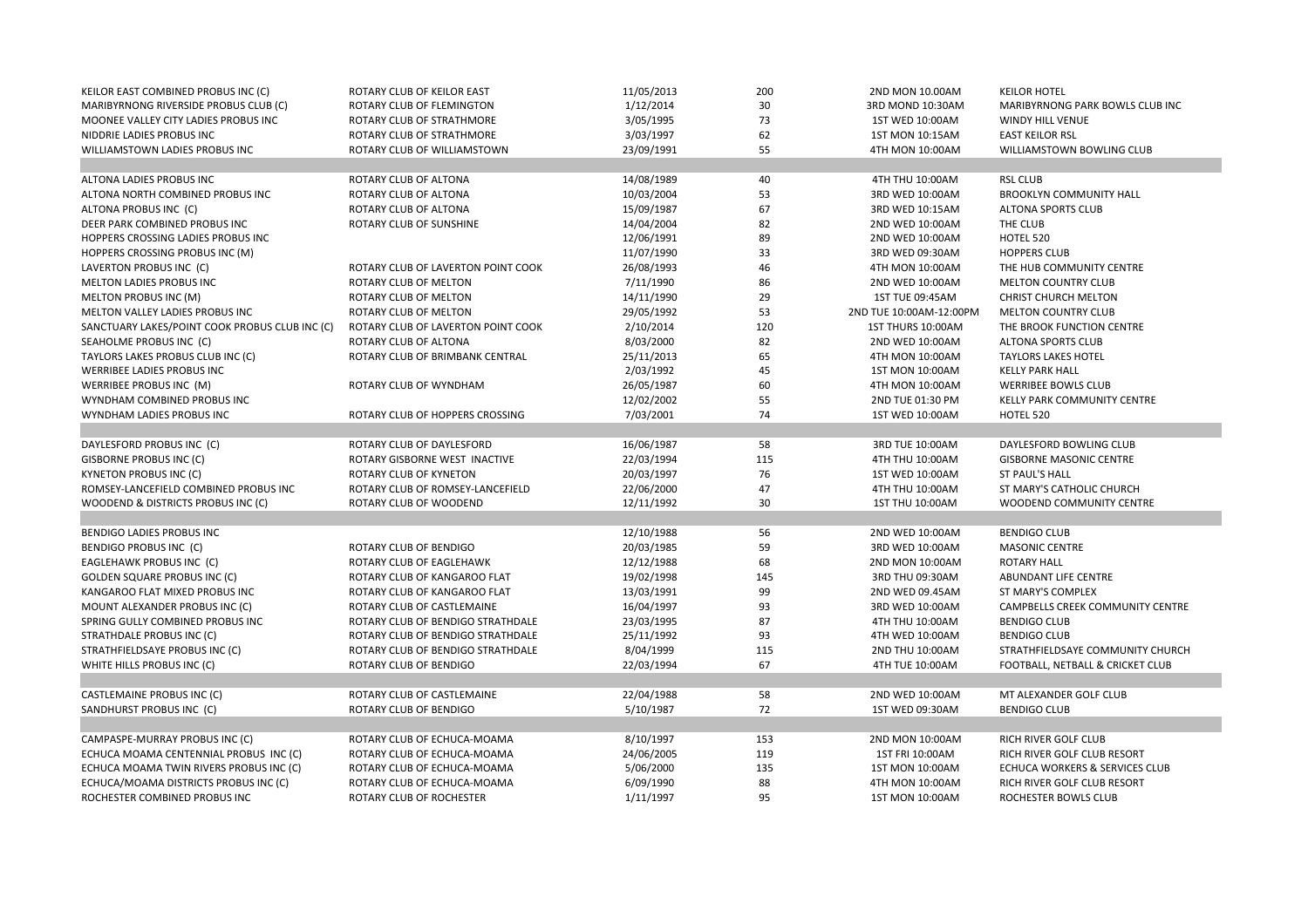| | | | | | |
|---|---|---|---|---|---|
| KEILOR EAST COMBINED PROBUS INC (C) | ROTARY CLUB OF KEILOR EAST | 11/05/2013 | 200 | 2ND MON 10.00AM | KEILOR HOTEL |
| MARIBYRNONG RIVERSIDE PROBUS CLUB (C) | ROTARY CLUB OF FLEMINGTON | 1/12/2014 | 30 | 3RD MOND 10:30AM | MARIBYRNONG PARK BOWLS CLUB INC |
| MOONEE VALLEY CITY LADIES PROBUS INC | ROTARY CLUB OF STRATHMORE | 3/05/1995 | 73 | 1ST WED 10:00AM | WINDY HILL VENUE |
| NIDDRIE LADIES PROBUS INC | ROTARY CLUB OF STRATHMORE | 3/03/1997 | 62 | 1ST MON 10:15AM | EAST KEILOR RSL |
| WILLIAMSTOWN LADIES PROBUS INC | ROTARY CLUB OF WILLIAMSTOWN | 23/09/1991 | 55 | 4TH MON 10:00AM | WILLIAMSTOWN BOWLING CLUB |
| | | | | | |
| ALTONA LADIES PROBUS INC | ROTARY CLUB OF ALTONA | 14/08/1989 | 40 | 4TH THU 10:00AM | RSL CLUB |
| ALTONA NORTH COMBINED PROBUS INC | ROTARY CLUB OF ALTONA | 10/03/2004 | 53 | 3RD WED 10:00AM | BROOKLYN COMMUNITY HALL |
| ALTONA PROBUS INC (C) | ROTARY CLUB OF ALTONA | 15/09/1987 | 67 | 3RD WED 10:15AM | ALTONA SPORTS CLUB |
| DEER PARK COMBINED PROBUS INC | ROTARY CLUB OF SUNSHINE | 14/04/2004 | 82 | 2ND WED 10:00AM | THE CLUB |
| HOPPERS CROSSING LADIES PROBUS INC | | 12/06/1991 | 89 | 2ND WED 10:00AM | HOTEL 520 |
| HOPPERS CROSSING PROBUS INC (M) | | 11/07/1990 | 33 | 3RD WED 09:30AM | HOPPERS CLUB |
| LAVERTON PROBUS INC (C) | ROTARY CLUB OF LAVERTON POINT COOK | 26/08/1993 | 46 | 4TH MON 10:00AM | THE HUB COMMUNITY CENTRE |
| MELTON LADIES PROBUS INC | ROTARY CLUB OF MELTON | 7/11/1990 | 86 | 2ND WED 10:00AM | MELTON COUNTRY CLUB |
| MELTON PROBUS INC (M) | ROTARY CLUB OF MELTON | 14/11/1990 | 29 | 1ST TUE 09:45AM | CHRIST CHURCH MELTON |
| MELTON VALLEY LADIES PROBUS INC | ROTARY CLUB OF MELTON | 29/05/1992 | 53 | 2ND TUE 10:00AM-12:00PM | MELTON COUNTRY CLUB |
| SANCTUARY LAKES/POINT COOK PROBUS CLUB INC (C) | ROTARY CLUB OF LAVERTON POINT COOK | 2/10/2014 | 120 | 1ST THURS 10:00AM | THE BROOK FUNCTION CENTRE |
| SEAHOLME PROBUS INC (C) | ROTARY CLUB OF ALTONA | 8/03/2000 | 82 | 2ND WED 10:00AM | ALTONA SPORTS CLUB |
| TAYLORS LAKES PROBUS CLUB INC (C) | ROTARY CLUB OF BRIMBANK CENTRAL | 25/11/2013 | 65 | 4TH MON 10:00AM | TAYLORS LAKES HOTEL |
| WERRIBEE LADIES PROBUS INC | | 2/03/1992 | 45 | 1ST MON 10:00AM | KELLY PARK HALL |
| WERRIBEE PROBUS INC (M) | ROTARY CLUB OF WYNDHAM | 26/05/1987 | 60 | 4TH MON 10:00AM | WERRIBEE BOWLS CLUB |
| WYNDHAM COMBINED PROBUS INC | | 12/02/2002 | 55 | 2ND TUE 01:30 PM | KELLY PARK COMMUNITY CENTRE |
| WYNDHAM LADIES PROBUS INC | ROTARY CLUB OF HOPPERS CROSSING | 7/03/2001 | 74 | 1ST WED 10:00AM | HOTEL 520 |
| | | | | | |
| DAYLESFORD PROBUS INC (C) | ROTARY CLUB OF DAYLESFORD | 16/06/1987 | 58 | 3RD TUE 10:00AM | DAYLESFORD BOWLING CLUB |
| GISBORNE PROBUS INC (C) | ROTARY GISBORNE WEST INACTIVE | 22/03/1994 | 115 | 4TH THU 10:00AM | GISBORNE MASONIC CENTRE |
| KYNETON PROBUS INC (C) | ROTARY CLUB OF KYNETON | 20/03/1997 | 76 | 1ST WED 10:00AM | ST PAUL'S HALL |
| ROMSEY-LANCEFIELD COMBINED PROBUS INC | ROTARY CLUB OF ROMSEY-LANCEFIELD | 22/06/2000 | 47 | 4TH THU 10:00AM | ST MARY'S CATHOLIC CHURCH |
| WOODEND & DISTRICTS PROBUS INC (C) | ROTARY CLUB OF WOODEND | 12/11/1992 | 30 | 1ST THU 10:00AM | WOODEND COMMUNITY CENTRE |
| | | | | | |
| BENDIGO LADIES PROBUS INC | | 12/10/1988 | 56 | 2ND WED 10:00AM | BENDIGO CLUB |
| BENDIGO PROBUS INC (C) | ROTARY CLUB OF BENDIGO | 20/03/1985 | 59 | 3RD WED 10:00AM | MASONIC CENTRE |
| EAGLEHAWK PROBUS INC (C) | ROTARY CLUB OF EAGLEHAWK | 12/12/1988 | 68 | 2ND MON 10:00AM | ROTARY HALL |
| GOLDEN SQUARE PROBUS INC (C) | ROTARY CLUB OF KANGAROO FLAT | 19/02/1998 | 145 | 3RD THU 09:30AM | ABUNDANT LIFE CENTRE |
| KANGAROO FLAT MIXED PROBUS INC | ROTARY CLUB OF KANGAROO FLAT | 13/03/1991 | 99 | 2ND WED 09.45AM | ST MARY'S COMPLEX |
| MOUNT ALEXANDER PROBUS INC (C) | ROTARY CLUB OF CASTLEMAINE | 16/04/1997 | 93 | 3RD WED 10:00AM | CAMPBELLS CREEK COMMUNITY CENTRE |
| SPRING GULLY COMBINED PROBUS INC | ROTARY CLUB OF BENDIGO STRATHDALE | 23/03/1995 | 87 | 4TH THU 10:00AM | BENDIGO CLUB |
| STRATHDALE PROBUS INC (C) | ROTARY CLUB OF BENDIGO STRATHDALE | 25/11/1992 | 93 | 4TH WED 10:00AM | BENDIGO CLUB |
| STRATHFIELDSAYE PROBUS INC (C) | ROTARY CLUB OF BENDIGO STRATHDALE | 8/04/1999 | 115 | 2ND THU 10:00AM | STRATHFIELDSAYE COMMUNITY CHURCH |
| WHITE HILLS PROBUS INC (C) | ROTARY CLUB OF BENDIGO | 22/03/1994 | 67 | 4TH TUE 10:00AM | FOOTBALL, NETBALL & CRICKET CLUB |
| | | | | | |
| CASTLEMAINE PROBUS INC (C) | ROTARY CLUB OF CASTLEMAINE | 22/04/1988 | 58 | 2ND WED 10:00AM | MT ALEXANDER GOLF CLUB |
| SANDHURST PROBUS INC (C) | ROTARY CLUB OF BENDIGO | 5/10/1987 | 72 | 1ST WED 09:30AM | BENDIGO CLUB |
| | | | | | |
| CAMPASPE-MURRAY PROBUS INC (C) | ROTARY CLUB OF ECHUCA-MOAMA | 8/10/1997 | 153 | 2ND MON 10:00AM | RICH RIVER GOLF CLUB |
| ECHUCA MOAMA CENTENNIAL PROBUS INC (C) | ROTARY CLUB OF ECHUCA-MOAMA | 24/06/2005 | 119 | 1ST FRI 10:00AM | RICH RIVER GOLF CLUB RESORT |
| ECHUCA MOAMA TWIN RIVERS PROBUS INC (C) | ROTARY CLUB OF ECHUCA-MOAMA | 5/06/2000 | 135 | 1ST MON 10:00AM | ECHUCA WORKERS & SERVICES CLUB |
| ECHUCA/MOAMA DISTRICTS PROBUS INC (C) | ROTARY CLUB OF ECHUCA-MOAMA | 6/09/1990 | 88 | 4TH MON 10:00AM | RICH RIVER GOLF CLUB RESORT |
| ROCHESTER COMBINED PROBUS INC | ROTARY CLUB OF ROCHESTER | 1/11/1997 | 95 | 1ST MON 10:00AM | ROCHESTER BOWLS CLUB |